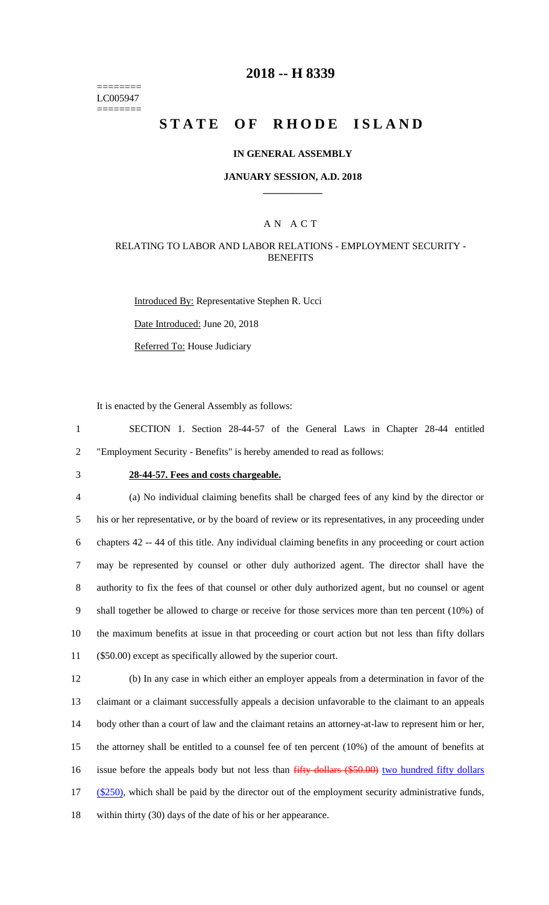========
LC005947
========

# 2018 -- H 8339

# STATE OF RHODE ISLAND

## IN GENERAL ASSEMBLY

## JANUARY SESSION, A.D. 2018

## A N A C T

### RELATING TO LABOR AND LABOR RELATIONS - EMPLOYMENT SECURITY - BENEFITS

Introduced By: Representative Stephen R. Ucci

Date Introduced: June 20, 2018

Referred To: House Judiciary

It is enacted by the General Assembly as follows:

1 SECTION 1. Section 28-44-57 of the General Laws in Chapter 28-44 entitled
2 "Employment Security - Benefits" is hereby amended to read as follows:

3 **28-44-57. Fees and costs chargeable.**

4 (a) No individual claiming benefits shall be charged fees of any kind by the director or
5 his or her representative, or by the board of review or its representatives, in any proceeding under
6 chapters 42 -- 44 of this title. Any individual claiming benefits in any proceeding or court action
7 may be represented by counsel or other duly authorized agent. The director shall have the
8 authority to fix the fees of that counsel or other duly authorized agent, but no counsel or agent
9 shall together be allowed to charge or receive for those services more than ten percent (10%) of
10 the maximum benefits at issue in that proceeding or court action but not less than fifty dollars
11 ($50.00) except as specifically allowed by the superior court.

12 (b) In any case in which either an employer appeals from a determination in favor of the
13 claimant or a claimant successfully appeals a decision unfavorable to the claimant to an appeals
14 body other than a court of law and the claimant retains an attorney-at-law to represent him or her,
15 the attorney shall be entitled to a counsel fee of ten percent (10%) of the amount of benefits at
16 issue before the appeals body but not less than ~~fifty dollars ($50.00)~~ <u>two hundred fifty dollars</u>
17 <u>($250)</u>, which shall be paid by the director out of the employment security administrative funds,
18 within thirty (30) days of the date of his or her appearance.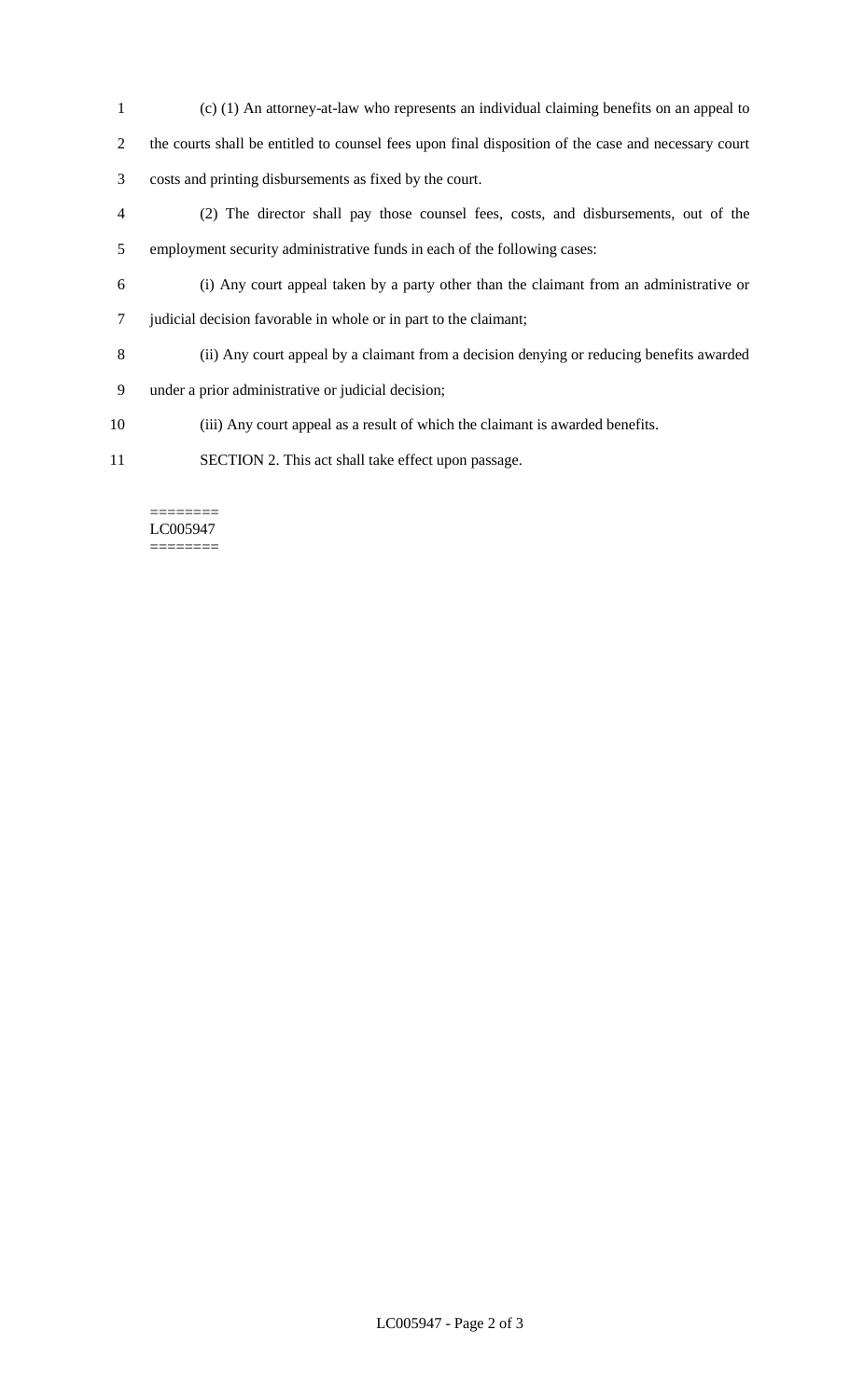(c) (1) An attorney-at-law who represents an individual claiming benefits on an appeal to the courts shall be entitled to counsel fees upon final disposition of the case and necessary court costs and printing disbursements as fixed by the court.

(2) The director shall pay those counsel fees, costs, and disbursements, out of the employment security administrative funds in each of the following cases:

(i) Any court appeal taken by a party other than the claimant from an administrative or judicial decision favorable in whole or in part to the claimant;

(ii) Any court appeal by a claimant from a decision denying or reducing benefits awarded under a prior administrative or judicial decision;

(iii) Any court appeal as a result of which the claimant is awarded benefits.

SECTION 2. This act shall take effect upon passage.

========
LC005947
========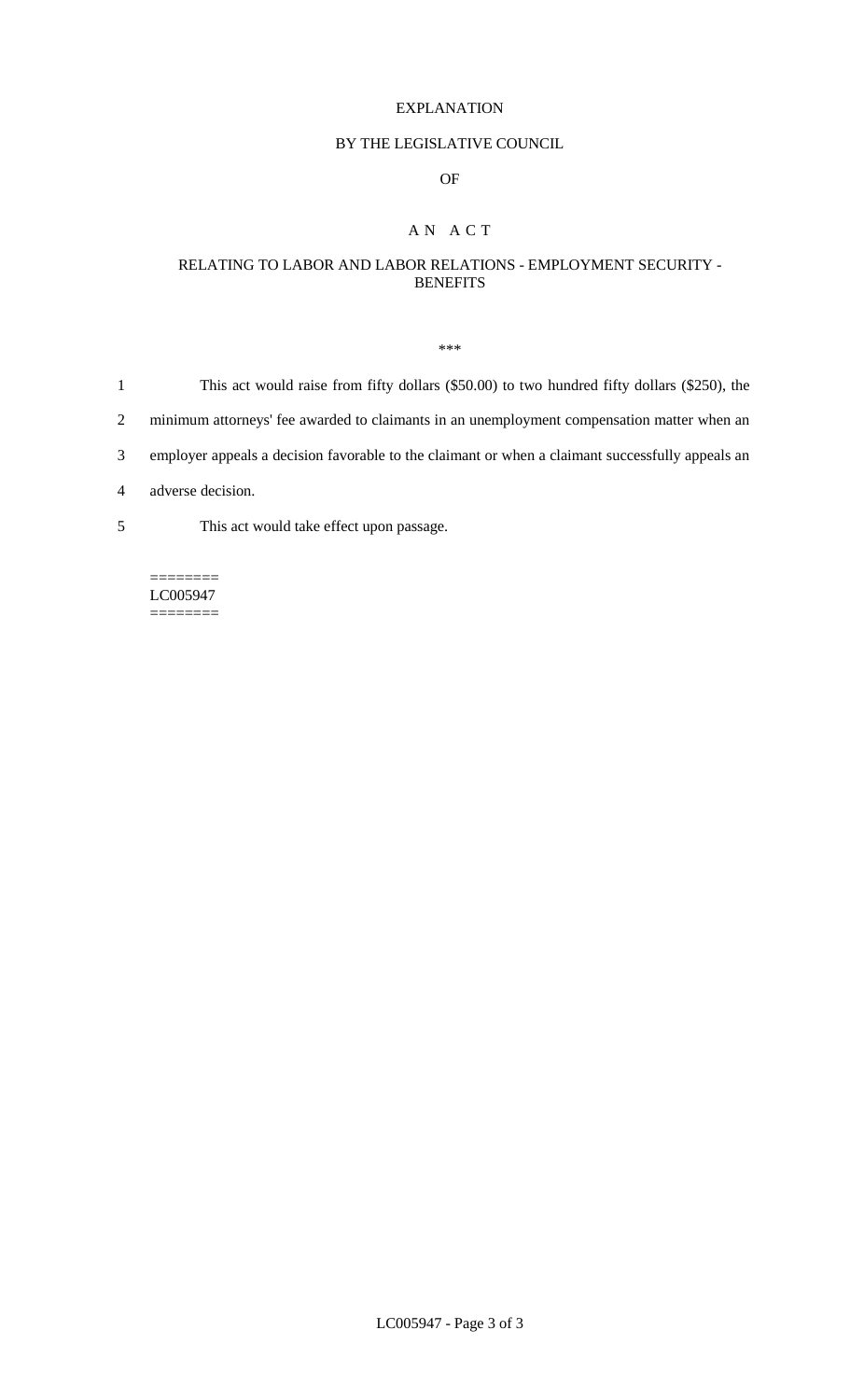EXPLANATION

BY THE LEGISLATIVE COUNCIL

OF

# A N A C T

## RELATING TO LABOR AND LABOR RELATIONS - EMPLOYMENT SECURITY - BENEFITS

\*\*\*

1 This act would raise from fifty dollars ($50.00) to two hundred fifty dollars ($250), the
2 minimum attorneys' fee awarded to claimants in an unemployment compensation matter when an
3 employer appeals a decision favorable to the claimant or when a claimant successfully appeals an
4 adverse decision.
5 This act would take effect upon passage.

========
LC005947
========